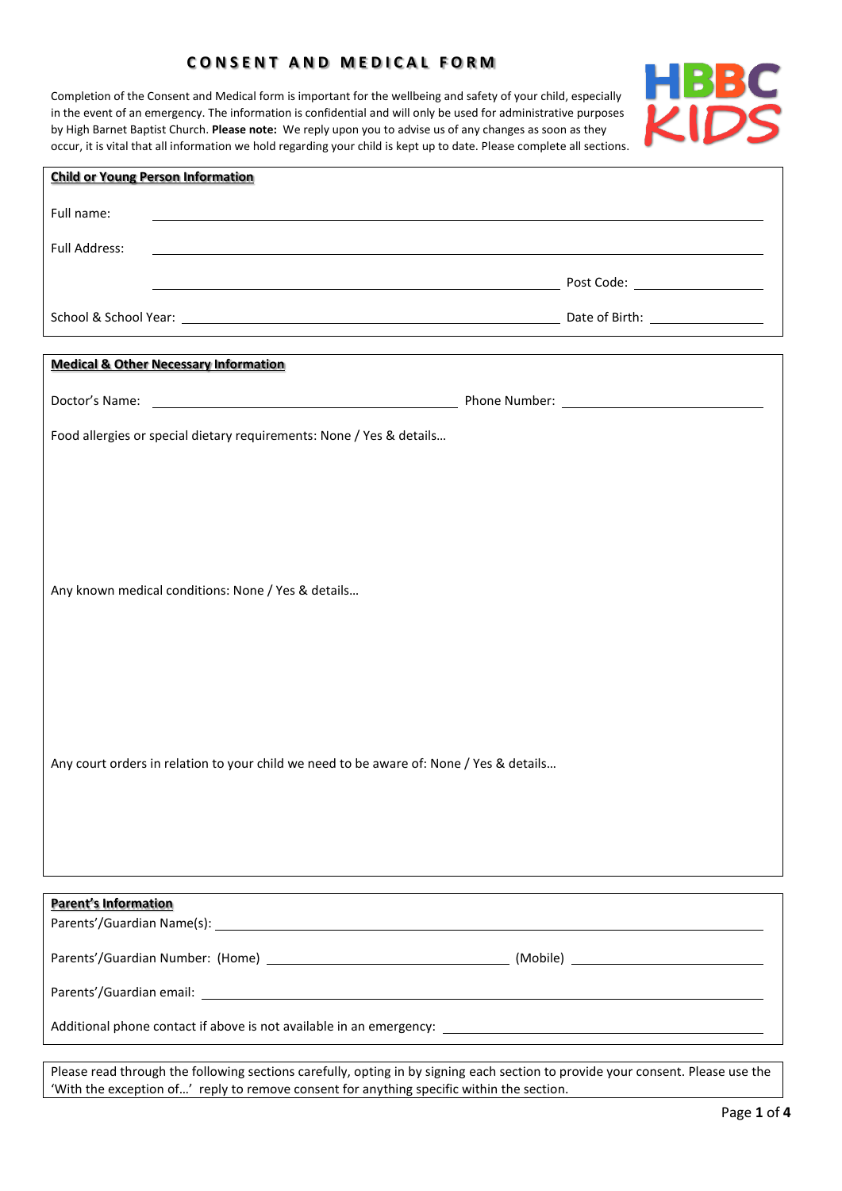# CONSENT AND MEDICAL FORM

Completion of the Consent and Medical form is important for the wellbeing and safety of your child, especially in the event of an emergency. The information is confidential and will only be used for administrative purposes by High Barnet Baptist Church. **Please note:** We reply upon you to advise us of any changes as soon as they occur, it is vital that all information we hold regarding your child is kept up to date. Please complete all sections.

HBBC KIDS

## Child or Young Person Information

Full name: ______________________________

Full Address: ______________________________

______________________________ Post Code: ______________

School & School Year: ______________________________ Date of Birth: ______________

## Medical & Other Necessary Information

Doctor's Name: ______________________________ Phone Number: ______________________________

Food allergies or special dietary requirements: None / Yes & details…

Any known medical conditions: None / Yes & details…

Any court orders in relation to your child we need to be aware of: None / Yes & details…

## Parent's Information

Parents'/Guardian Name(s): ______________________________

Parents'/Guardian Number: (Home) ______________________________ (Mobile) ______________________________

Parents'/Guardian email: ______________________________

Additional phone contact if above is not available in an emergency: ______________________________

Please read through the following sections carefully, opting in by signing each section to provide your consent. Please use the 'With the exception of…' reply to remove consent for anything specific within the section.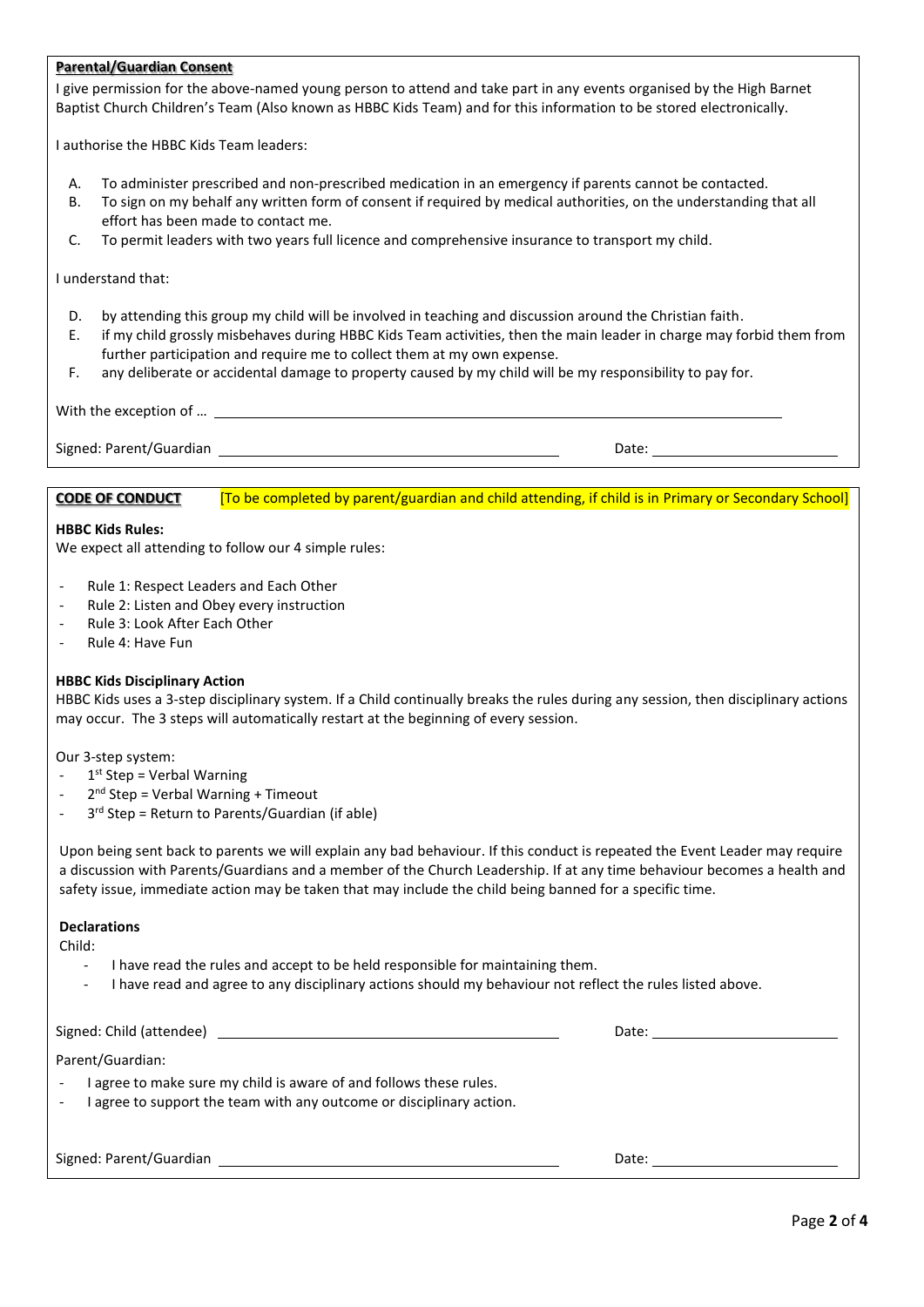**Parental/Guardian Consent**

I give permission for the above-named young person to attend and take part in any events organised by the High Barnet Baptist Church Children's Team (Also known as HBBC Kids Team) and for this information to be stored electronically.

I authorise the HBBC Kids Team leaders:

A. To administer prescribed and non-prescribed medication in an emergency if parents cannot be contacted.
B. To sign on my behalf any written form of consent if required by medical authorities, on the understanding that all effort has been made to contact me.
C. To permit leaders with two years full licence and comprehensive insurance to transport my child.

I understand that:

D. by attending this group my child will be involved in teaching and discussion around the Christian faith.
E. if my child grossly misbehaves during HBBC Kids Team activities, then the main leader in charge may forbid them from further participation and require me to collect them at my own expense.
F. any deliberate or accidental damage to property caused by my child will be my responsibility to pay for.

With the exception of … ____________________________________________

Signed: Parent/Guardian ______________________________ Date: ________________

**CODE OF CONDUCT** [To be completed by parent/guardian and child attending, if child is in Primary or Secondary School]

**HBBC Kids Rules:**

We expect all attending to follow our 4 simple rules:

- Rule 1: Respect Leaders and Each Other
- Rule 2: Listen and Obey every instruction
- Rule 3: Look After Each Other
- Rule 4: Have Fun

**HBBC Kids Disciplinary Action**

HBBC Kids uses a 3-step disciplinary system. If a Child continually breaks the rules during any session, then disciplinary actions may occur. The 3 steps will automatically restart at the beginning of every session.

Our 3-step system:

- 1st Step = Verbal Warning
- 2nd Step = Verbal Warning + Timeout
- 3rd Step = Return to Parents/Guardian (if able)

Upon being sent back to parents we will explain any bad behaviour. If this conduct is repeated the Event Leader may require a discussion with Parents/Guardians and a member of the Church Leadership. If at any time behaviour becomes a health and safety issue, immediate action may be taken that may include the child being banned for a specific time.

**Declarations**

Child:

- I have read the rules and accept to be held responsible for maintaining them.
- I have read and agree to any disciplinary actions should my behaviour not reflect the rules listed above.

Signed: Child (attendee) ______________________________ Date: ________________

Parent/Guardian:

- I agree to make sure my child is aware of and follows these rules.
- I agree to support the team with any outcome or disciplinary action.

Signed: Parent/Guardian ______________________________ Date: ________________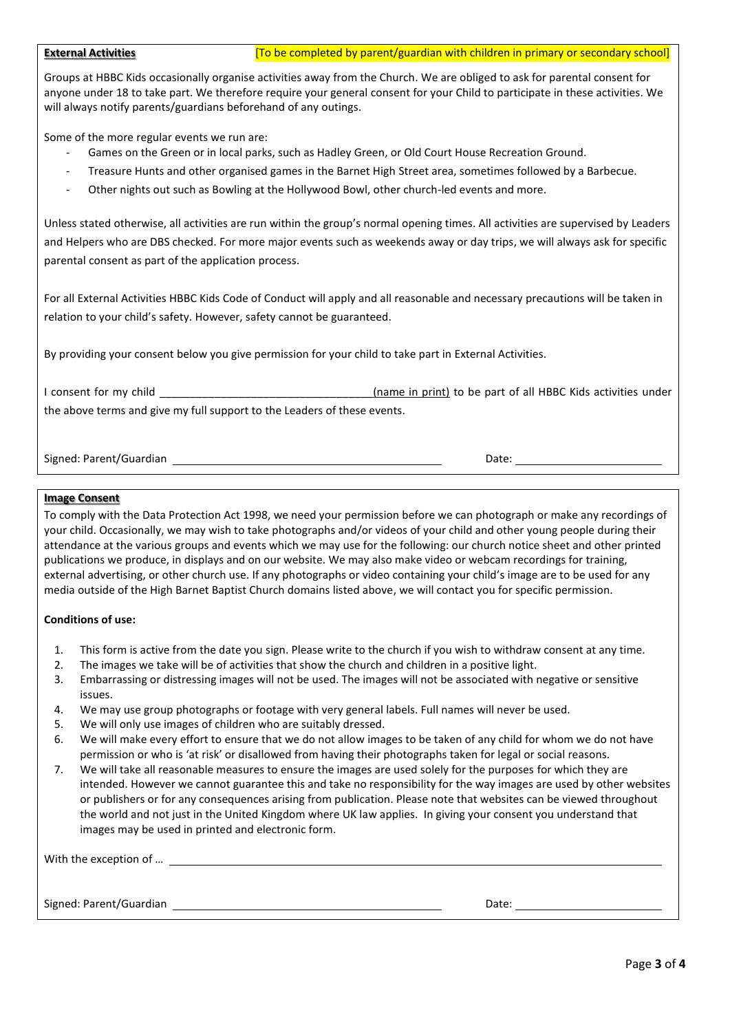**External Activities** [To be completed by parent/guardian with children in primary or secondary school]

Groups at HBBC Kids occasionally organise activities away from the Church. We are obliged to ask for parental consent for anyone under 18 to take part. We therefore require your general consent for your Child to participate in these activities. We will always notify parents/guardians beforehand of any outings.

Some of the more regular events we run are:

- Games on the Green or in local parks, such as Hadley Green, or Old Court House Recreation Ground.
- Treasure Hunts and other organised games in the Barnet High Street area, sometimes followed by a Barbecue.
- Other nights out such as Bowling at the Hollywood Bowl, other church-led events and more.

Unless stated otherwise, all activities are run within the group's normal opening times. All activities are supervised by Leaders and Helpers who are DBS checked. For more major events such as weekends away or day trips, we will always ask for specific parental consent as part of the application process.

For all External Activities HBBC Kids Code of Conduct will apply and all reasonable and necessary precautions will be taken in relation to your child's safety. However, safety cannot be guaranteed.

By providing your consent below you give permission for your child to take part in External Activities.

I consent for my child ___________________________________ (name in print) to be part of all HBBC Kids activities under the above terms and give my full support to the Leaders of these events.

Signed: Parent/Guardian ___________________________________ Date: ____________________

**Image Consent**

To comply with the Data Protection Act 1998, we need your permission before we can photograph or make any recordings of your child. Occasionally, we may wish to take photographs and/or videos of your child and other young people during their attendance at the various groups and events which we may use for the following: our church notice sheet and other printed publications we produce, in displays and on our website. We may also make video or webcam recordings for training, external advertising, or other church use. If any photographs or video containing your child's image are to be used for any media outside of the High Barnet Baptist Church domains listed above, we will contact you for specific permission.

**Conditions of use:**

1. This form is active from the date you sign. Please write to the church if you wish to withdraw consent at any time.
2. The images we take will be of activities that show the church and children in a positive light.
3. Embarrassing or distressing images will not be used. The images will not be associated with negative or sensitive issues.
4. We may use group photographs or footage with very general labels. Full names will never be used.
5. We will only use images of children who are suitably dressed.
6. We will make every effort to ensure that we do not allow images to be taken of any child for whom we do not have permission or who is 'at risk' or disallowed from having their photographs taken for legal or social reasons.
7. We will take all reasonable measures to ensure the images are used solely for the purposes for which they are intended. However we cannot guarantee this and take no responsibility for the way images are used by other websites or publishers or for any consequences arising from publication. Please note that websites can be viewed throughout the world and not just in the United Kingdom where UK law applies. In giving your consent you understand that images may be used in printed and electronic form.

With the exception of … ___________________________________

Signed: Parent/Guardian ___________________________________ Date: ____________________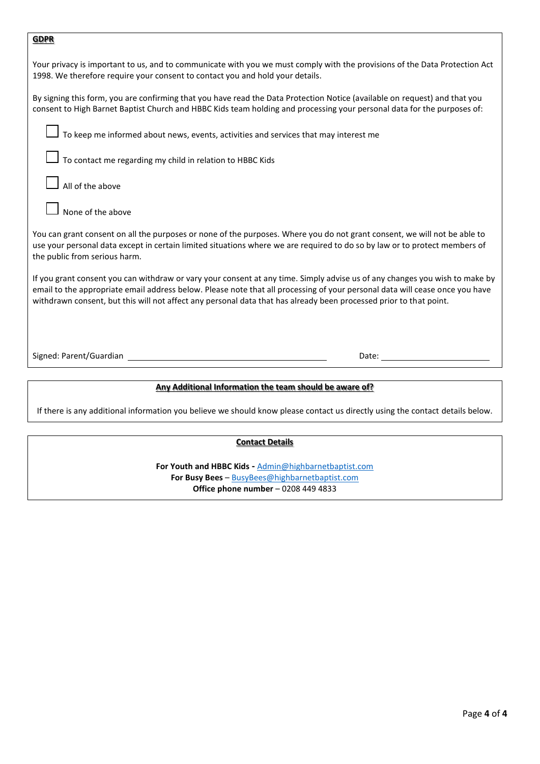## GDPR

Your privacy is important to us, and to communicate with you we must comply with the provisions of the Data Protection Act 1998. We therefore require your consent to contact you and hold your details.

By signing this form, you are confirming that you have read the Data Protection Notice (available on request) and that you consent to High Barnet Baptist Church and HBBC Kids team holding and processing your personal data for the purposes of:

- ☐ To keep me informed about news, events, activities and services that may interest me
- ☐ To contact me regarding my child in relation to HBBC Kids
- ☐ All of the above
- ☐ None of the above

You can grant consent on all the purposes or none of the purposes. Where you do not grant consent, we will not be able to use your personal data except in certain limited situations where we are required to do so by law or to protect members of the public from serious harm.

If you grant consent you can withdraw or vary your consent at any time. Simply advise us of any changes you wish to make by email to the appropriate email address below. Please note that all processing of your personal data will cease once you have withdrawn consent, but this will not affect any personal data that has already been processed prior to that point.

Signed: Parent/Guardian ______________________________ Date: ____________________

## Any Additional Information the team should be aware of?

If there is any additional information you believe we should know please contact us directly using the contact details below.

## Contact Details

**For Youth and HBBC Kids -** Admin@highbarnetbaptist.com
**For Busy Bees** – BusyBees@highbarnetbaptist.com
**Office phone number** – 0208 449 4833